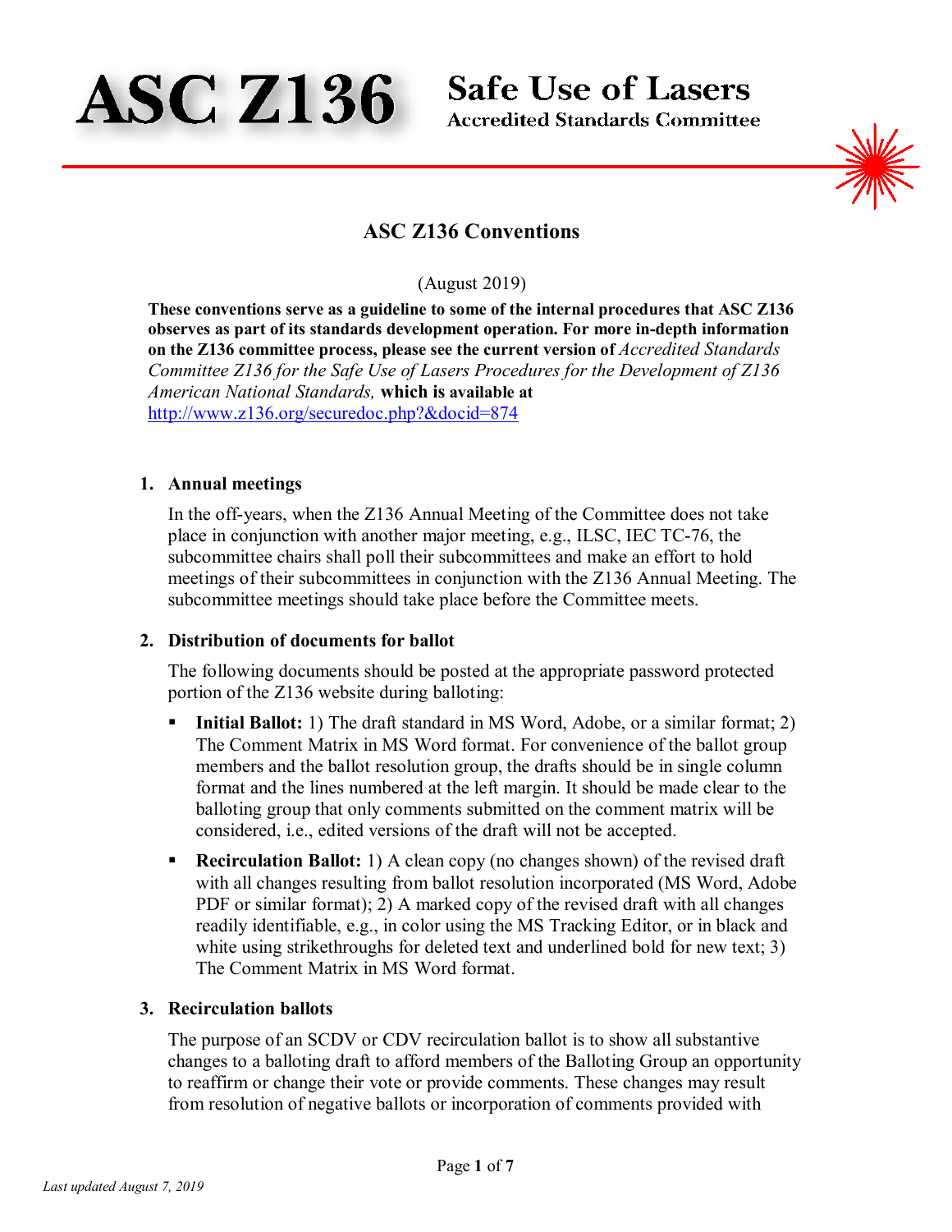# ASC Z136 Safe Use of Lasers

Accredited Standards Committee

## ASC Z136 Conventions

(August 2019)

**These conventions serve as a guideline to some of the internal procedures that ASC Z136 observes as part of its standards development operation. For more in-depth information on the Z136 committee process, please see the current version of** *Accredited Standards Committee Z136 for the Safe Use of Lasers Procedures for the Development of Z136 American National Standards,* **which is available at** http://www.z136.org/securedoc.php?&docid=874

### 1. Annual meetings

In the off-years, when the Z136 Annual Meeting of the Committee does not take place in conjunction with another major meeting, e.g., ILSC, IEC TC-76, the subcommittee chairs shall poll their subcommittees and make an effort to hold meetings of their subcommittees in conjunction with the Z136 Annual Meeting. The subcommittee meetings should take place before the Committee meets.

### 2. Distribution of documents for ballot

The following documents should be posted at the appropriate password protected portion of the Z136 website during balloting:

- **Initial Ballot:** 1) The draft standard in MS Word, Adobe, or a similar format; 2) The Comment Matrix in MS Word format. For convenience of the ballot group members and the ballot resolution group, the drafts should be in single column format and the lines numbered at the left margin. It should be made clear to the balloting group that only comments submitted on the comment matrix will be considered, i.e., edited versions of the draft will not be accepted.
- **Recirculation Ballot:** 1) A clean copy (no changes shown) of the revised draft with all changes resulting from ballot resolution incorporated (MS Word, Adobe PDF or similar format); 2) A marked copy of the revised draft with all changes readily identifiable, e.g., in color using the MS Tracking Editor, or in black and white using strikethroughs for deleted text and underlined bold for new text; 3) The Comment Matrix in MS Word format.

### 3. Recirculation ballots

The purpose of an SCDV or CDV recirculation ballot is to show all substantive changes to a balloting draft to afford members of the Balloting Group an opportunity to reaffirm or change their vote or provide comments. These changes may result from resolution of negative ballots or incorporation of comments provided with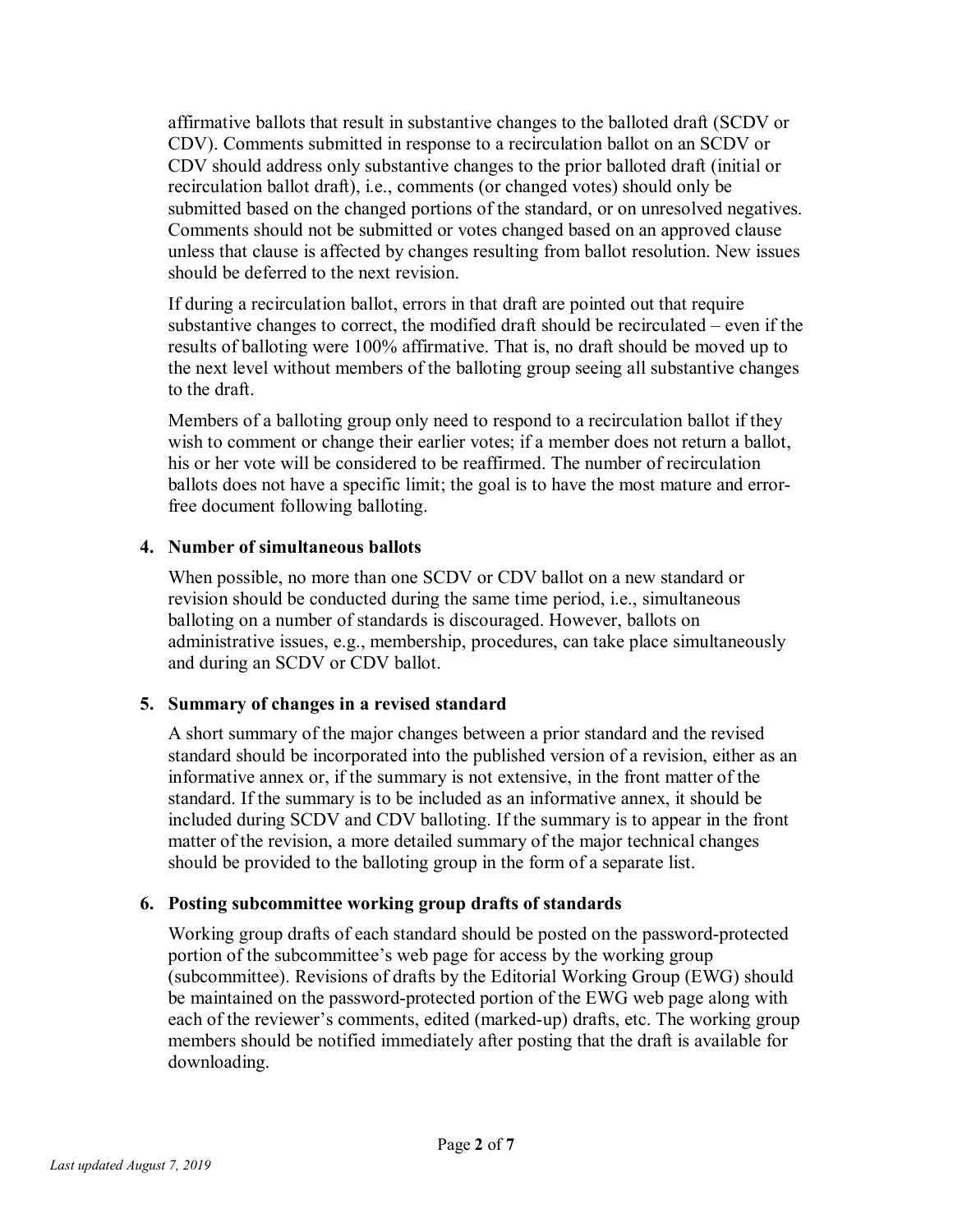affirmative ballots that result in substantive changes to the balloted draft (SCDV or CDV). Comments submitted in response to a recirculation ballot on an SCDV or CDV should address only substantive changes to the prior balloted draft (initial or recirculation ballot draft), i.e., comments (or changed votes) should only be submitted based on the changed portions of the standard, or on unresolved negatives. Comments should not be submitted or votes changed based on an approved clause unless that clause is affected by changes resulting from ballot resolution. New issues should be deferred to the next revision.

If during a recirculation ballot, errors in that draft are pointed out that require substantive changes to correct, the modified draft should be recirculated – even if the results of balloting were 100% affirmative. That is, no draft should be moved up to the next level without members of the balloting group seeing all substantive changes to the draft.

Members of a balloting group only need to respond to a recirculation ballot if they wish to comment or change their earlier votes; if a member does not return a ballot, his or her vote will be considered to be reaffirmed. The number of recirculation ballots does not have a specific limit; the goal is to have the most mature and error-free document following balloting.

**4. Number of simultaneous ballots**

When possible, no more than one SCDV or CDV ballot on a new standard or revision should be conducted during the same time period, i.e., simultaneous balloting on a number of standards is discouraged. However, ballots on administrative issues, e.g., membership, procedures, can take place simultaneously and during an SCDV or CDV ballot.

**5. Summary of changes in a revised standard**

A short summary of the major changes between a prior standard and the revised standard should be incorporated into the published version of a revision, either as an informative annex or, if the summary is not extensive, in the front matter of the standard. If the summary is to be included as an informative annex, it should be included during SCDV and CDV balloting. If the summary is to appear in the front matter of the revision, a more detailed summary of the major technical changes should be provided to the balloting group in the form of a separate list.

**6. Posting subcommittee working group drafts of standards**

Working group drafts of each standard should be posted on the password-protected portion of the subcommittee's web page for access by the working group (subcommittee). Revisions of drafts by the Editorial Working Group (EWG) should be maintained on the password-protected portion of the EWG web page along with each of the reviewer's comments, edited (marked-up) drafts, etc. The working group members should be notified immediately after posting that the draft is available for downloading.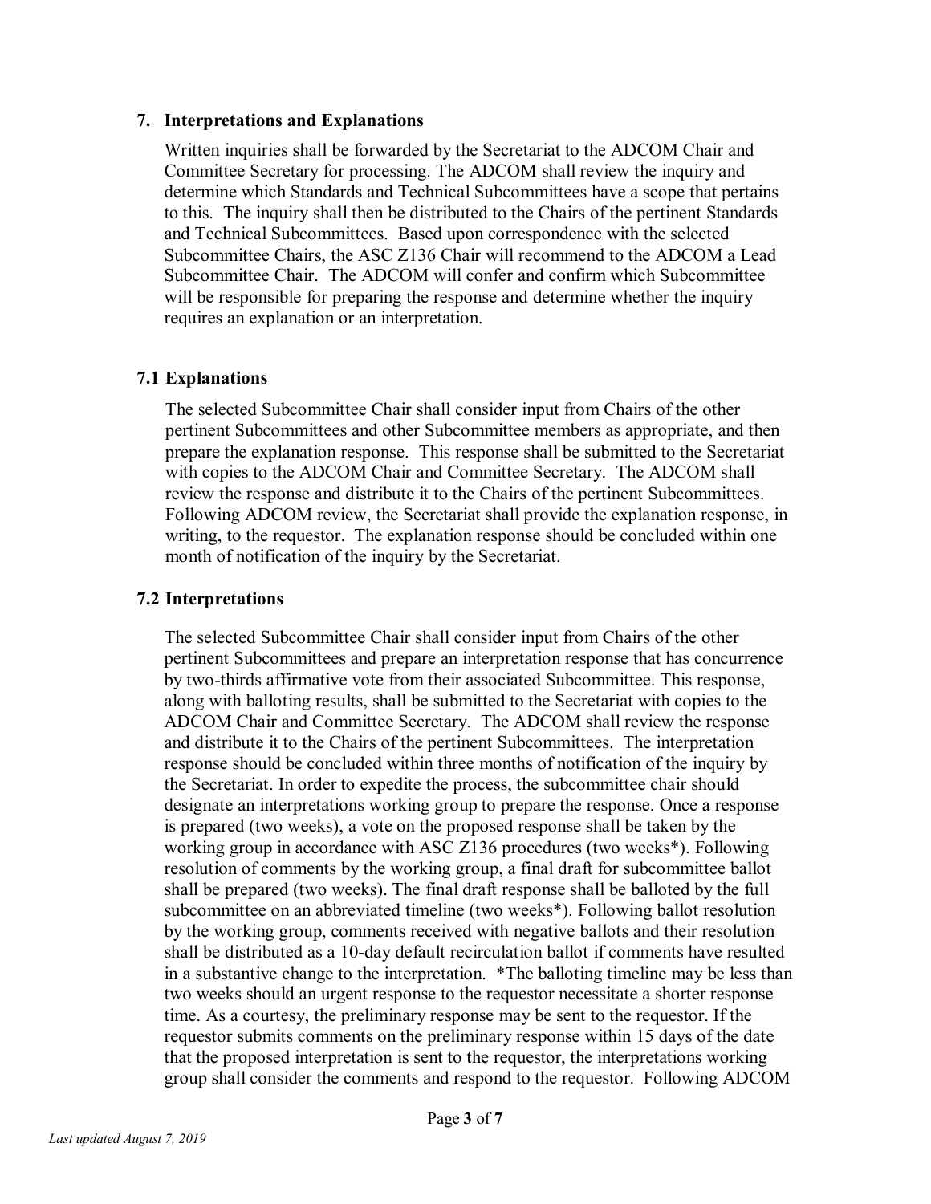## 7. Interpretations and Explanations

Written inquiries shall be forwarded by the Secretariat to the ADCOM Chair and Committee Secretary for processing. The ADCOM shall review the inquiry and determine which Standards and Technical Subcommittees have a scope that pertains to this. The inquiry shall then be distributed to the Chairs of the pertinent Standards and Technical Subcommittees. Based upon correspondence with the selected Subcommittee Chairs, the ASC Z136 Chair will recommend to the ADCOM a Lead Subcommittee Chair. The ADCOM will confer and confirm which Subcommittee will be responsible for preparing the response and determine whether the inquiry requires an explanation or an interpretation.

### 7.1 Explanations

The selected Subcommittee Chair shall consider input from Chairs of the other pertinent Subcommittees and other Subcommittee members as appropriate, and then prepare the explanation response. This response shall be submitted to the Secretariat with copies to the ADCOM Chair and Committee Secretary. The ADCOM shall review the response and distribute it to the Chairs of the pertinent Subcommittees. Following ADCOM review, the Secretariat shall provide the explanation response, in writing, to the requestor. The explanation response should be concluded within one month of notification of the inquiry by the Secretariat.

### 7.2 Interpretations

The selected Subcommittee Chair shall consider input from Chairs of the other pertinent Subcommittees and prepare an interpretation response that has concurrence by two-thirds affirmative vote from their associated Subcommittee. This response, along with balloting results, shall be submitted to the Secretariat with copies to the ADCOM Chair and Committee Secretary. The ADCOM shall review the response and distribute it to the Chairs of the pertinent Subcommittees. The interpretation response should be concluded within three months of notification of the inquiry by the Secretariat. In order to expedite the process, the subcommittee chair should designate an interpretations working group to prepare the response. Once a response is prepared (two weeks), a vote on the proposed response shall be taken by the working group in accordance with ASC Z136 procedures (two weeks*). Following resolution of comments by the working group, a final draft for subcommittee ballot shall be prepared (two weeks). The final draft response shall be balloted by the full subcommittee on an abbreviated timeline (two weeks*). Following ballot resolution by the working group, comments received with negative ballots and their resolution shall be distributed as a 10-day default recirculation ballot if comments have resulted in a substantive change to the interpretation. *The balloting timeline may be less than two weeks should an urgent response to the requestor necessitate a shorter response time. As a courtesy, the preliminary response may be sent to the requestor. If the requestor submits comments on the preliminary response within 15 days of the date that the proposed interpretation is sent to the requestor, the interpretations working group shall consider the comments and respond to the requestor. Following ADCOM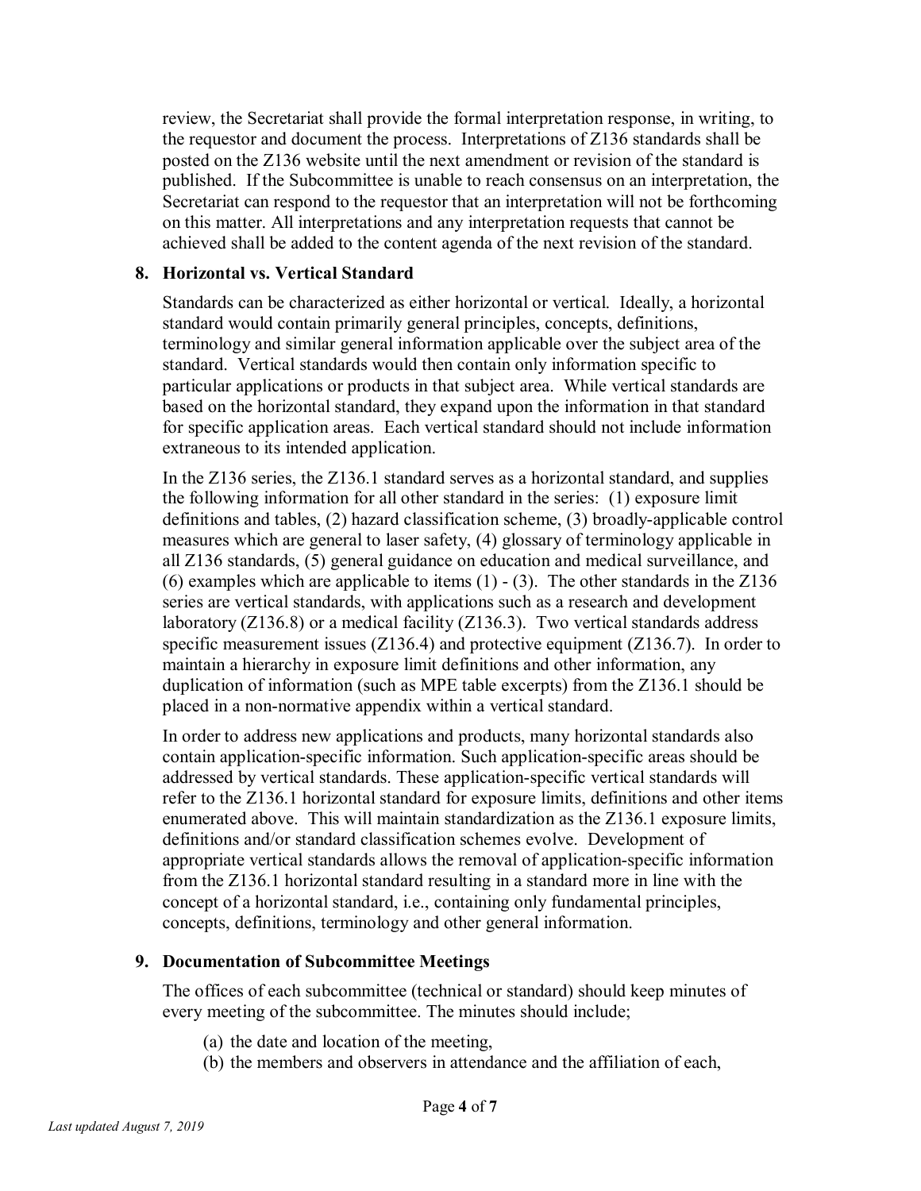review, the Secretariat shall provide the formal interpretation response, in writing, to the requestor and document the process. Interpretations of Z136 standards shall be posted on the Z136 website until the next amendment or revision of the standard is published. If the Subcommittee is unable to reach consensus on an interpretation, the Secretariat can respond to the requestor that an interpretation will not be forthcoming on this matter. All interpretations and any interpretation requests that cannot be achieved shall be added to the content agenda of the next revision of the standard.

**8. Horizontal vs. Vertical Standard**

Standards can be characterized as either horizontal or vertical. Ideally, a horizontal standard would contain primarily general principles, concepts, definitions, terminology and similar general information applicable over the subject area of the standard. Vertical standards would then contain only information specific to particular applications or products in that subject area. While vertical standards are based on the horizontal standard, they expand upon the information in that standard for specific application areas. Each vertical standard should not include information extraneous to its intended application.

In the Z136 series, the Z136.1 standard serves as a horizontal standard, and supplies the following information for all other standard in the series: (1) exposure limit definitions and tables, (2) hazard classification scheme, (3) broadly-applicable control measures which are general to laser safety, (4) glossary of terminology applicable in all Z136 standards, (5) general guidance on education and medical surveillance, and (6) examples which are applicable to items (1) - (3). The other standards in the Z136 series are vertical standards, with applications such as a research and development laboratory (Z136.8) or a medical facility (Z136.3). Two vertical standards address specific measurement issues (Z136.4) and protective equipment (Z136.7). In order to maintain a hierarchy in exposure limit definitions and other information, any duplication of information (such as MPE table excerpts) from the Z136.1 should be placed in a non-normative appendix within a vertical standard.

In order to address new applications and products, many horizontal standards also contain application-specific information. Such application-specific areas should be addressed by vertical standards. These application-specific vertical standards will refer to the Z136.1 horizontal standard for exposure limits, definitions and other items enumerated above. This will maintain standardization as the Z136.1 exposure limits, definitions and/or standard classification schemes evolve. Development of appropriate vertical standards allows the removal of application-specific information from the Z136.1 horizontal standard resulting in a standard more in line with the concept of a horizontal standard, i.e., containing only fundamental principles, concepts, definitions, terminology and other general information.

**9. Documentation of Subcommittee Meetings**

The offices of each subcommittee (technical or standard) should keep minutes of every meeting of the subcommittee. The minutes should include;

(a) the date and location of the meeting,
(b) the members and observers in attendance and the affiliation of each,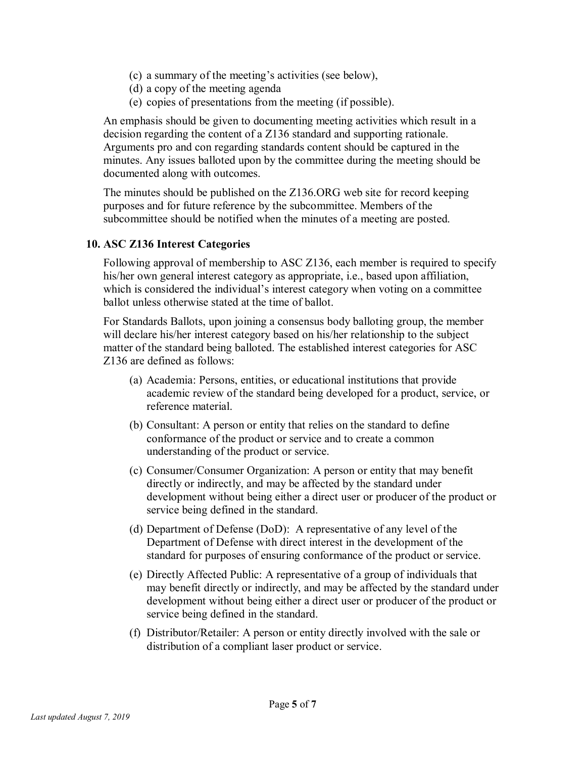(c) a summary of the meeting's activities (see below),
(d) a copy of the meeting agenda
(e) copies of presentations from the meeting (if possible).

An emphasis should be given to documenting meeting activities which result in a decision regarding the content of a Z136 standard and supporting rationale. Arguments pro and con regarding standards content should be captured in the minutes. Any issues balloted upon by the committee during the meeting should be documented along with outcomes.

The minutes should be published on the Z136.ORG web site for record keeping purposes and for future reference by the subcommittee. Members of the subcommittee should be notified when the minutes of a meeting are posted.

## 10. ASC Z136 Interest Categories

Following approval of membership to ASC Z136, each member is required to specify his/her own general interest category as appropriate, i.e., based upon affiliation, which is considered the individual's interest category when voting on a committee ballot unless otherwise stated at the time of ballot.

For Standards Ballots, upon joining a consensus body balloting group, the member will declare his/her interest category based on his/her relationship to the subject matter of the standard being balloted. The established interest categories for ASC Z136 are defined as follows:

(a) Academia: Persons, entities, or educational institutions that provide academic review of the standard being developed for a product, service, or reference material.

(b) Consultant: A person or entity that relies on the standard to define conformance of the product or service and to create a common understanding of the product or service.

(c) Consumer/Consumer Organization: A person or entity that may benefit directly or indirectly, and may be affected by the standard under development without being either a direct user or producer of the product or service being defined in the standard.

(d) Department of Defense (DoD): A representative of any level of the Department of Defense with direct interest in the development of the standard for purposes of ensuring conformance of the product or service.

(e) Directly Affected Public: A representative of a group of individuals that may benefit directly or indirectly, and may be affected by the standard under development without being either a direct user or producer of the product or service being defined in the standard.

(f) Distributor/Retailer: A person or entity directly involved with the sale or distribution of a compliant laser product or service.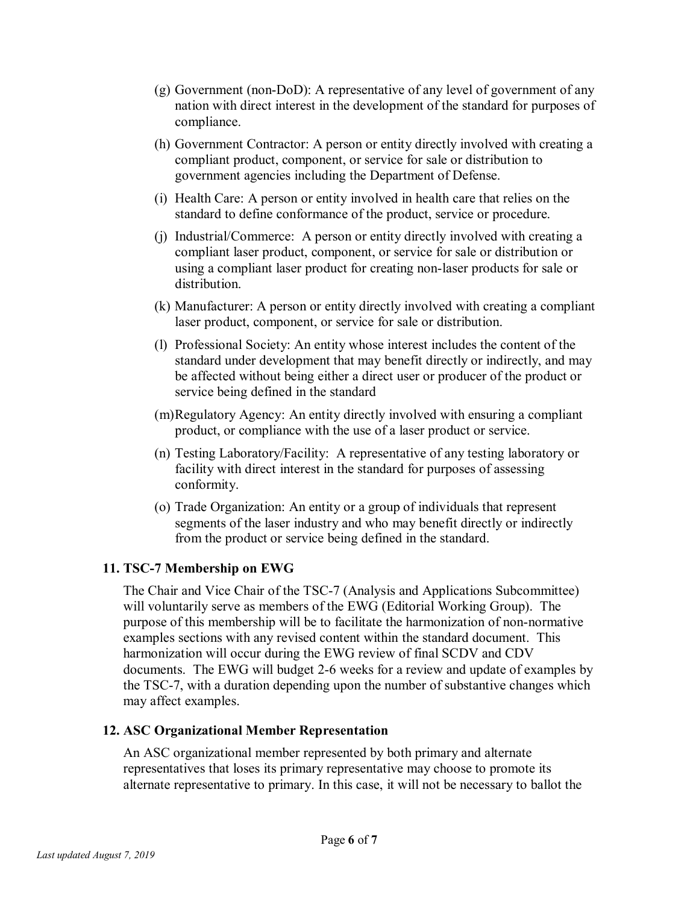(g) Government (non-DoD): A representative of any level of government of any nation with direct interest in the development of the standard for purposes of compliance.

(h) Government Contractor: A person or entity directly involved with creating a compliant product, component, or service for sale or distribution to government agencies including the Department of Defense.

(i) Health Care: A person or entity involved in health care that relies on the standard to define conformance of the product, service or procedure.

(j) Industrial/Commerce: A person or entity directly involved with creating a compliant laser product, component, or service for sale or distribution or using a compliant laser product for creating non-laser products for sale or distribution.

(k) Manufacturer: A person or entity directly involved with creating a compliant laser product, component, or service for sale or distribution.

(l) Professional Society: An entity whose interest includes the content of the standard under development that may benefit directly or indirectly, and may be affected without being either a direct user or producer of the product or service being defined in the standard

(m) Regulatory Agency: An entity directly involved with ensuring a compliant product, or compliance with the use of a laser product or service.

(n) Testing Laboratory/Facility: A representative of any testing laboratory or facility with direct interest in the standard for purposes of assessing conformity.

(o) Trade Organization: An entity or a group of individuals that represent segments of the laser industry and who may benefit directly or indirectly from the product or service being defined in the standard.

## 11. TSC-7 Membership on EWG

The Chair and Vice Chair of the TSC-7 (Analysis and Applications Subcommittee) will voluntarily serve as members of the EWG (Editorial Working Group). The purpose of this membership will be to facilitate the harmonization of non-normative examples sections with any revised content within the standard document. This harmonization will occur during the EWG review of final SCDV and CDV documents. The EWG will budget 2-6 weeks for a review and update of examples by the TSC-7, with a duration depending upon the number of substantive changes which may affect examples.

## 12. ASC Organizational Member Representation

An ASC organizational member represented by both primary and alternate representatives that loses its primary representative may choose to promote its alternate representative to primary. In this case, it will not be necessary to ballot the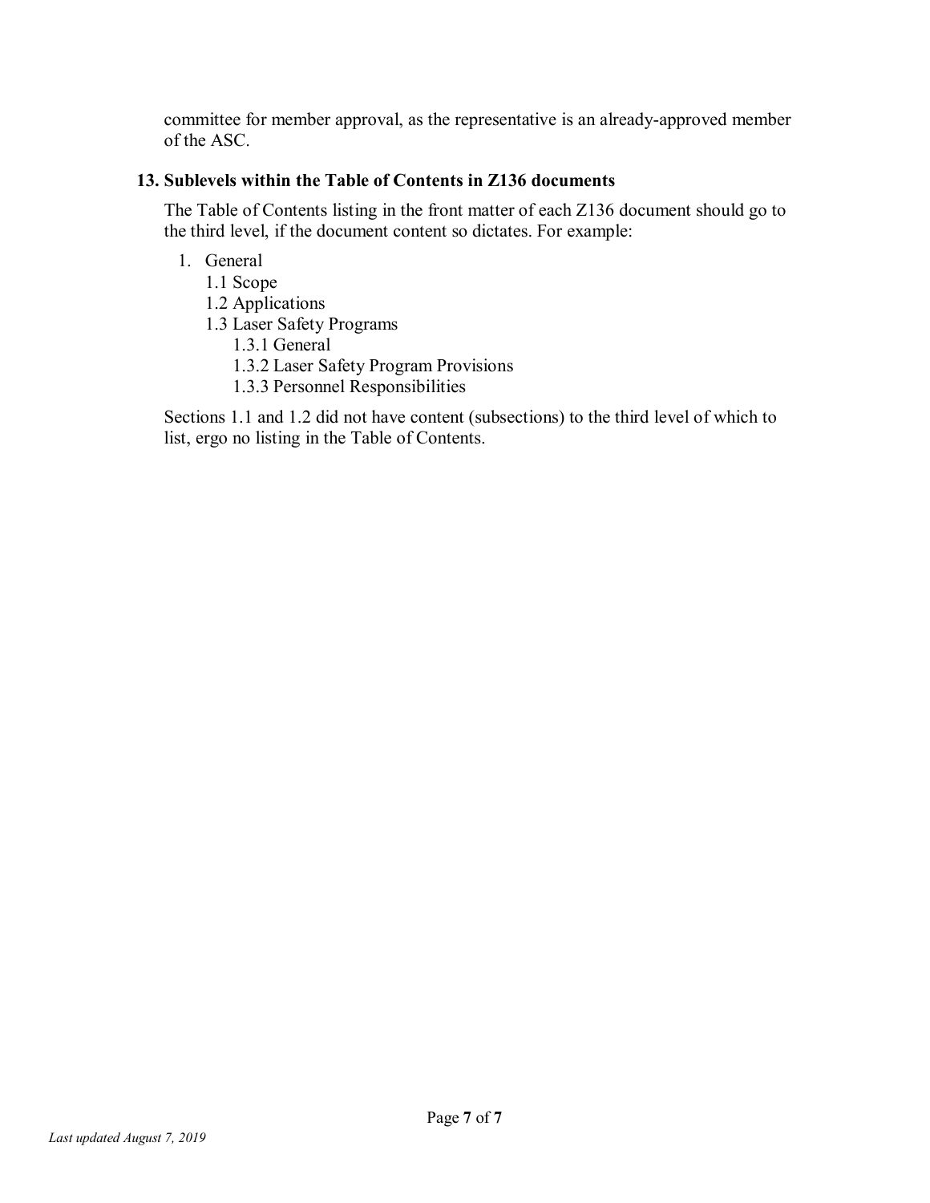committee for member approval, as the representative is an already-approved member of the ASC.

## 13. Sublevels within the Table of Contents in Z136 documents

The Table of Contents listing in the front matter of each Z136 document should go to the third level, if the document content so dictates. For example:

1. General
   - 1.1 Scope
   - 1.2 Applications
   - 1.3 Laser Safety Programs
     - 1.3.1 General
     - 1.3.2 Laser Safety Program Provisions
     - 1.3.3 Personnel Responsibilities

Sections 1.1 and 1.2 did not have content (subsections) to the third level of which to list, ergo no listing in the Table of Contents.

*Last updated August 7, 2019*